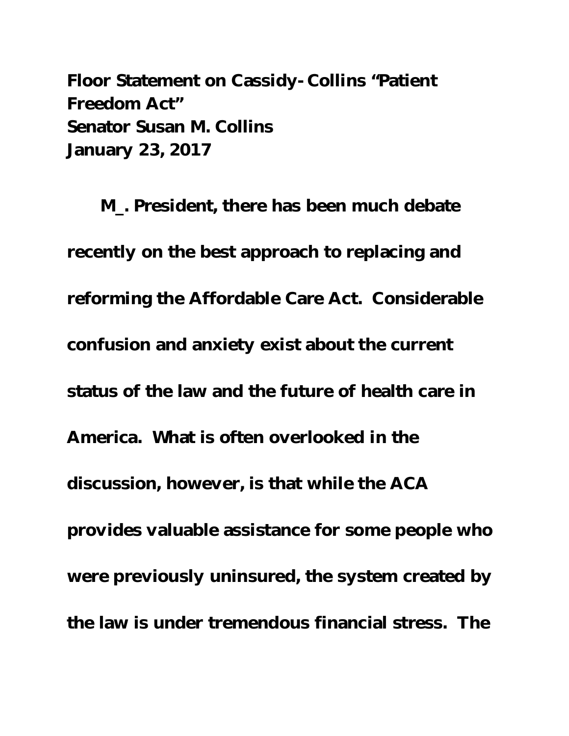**Floor Statement on Cassidy-Collins "Patient Freedom Act"**
**Senator Susan M. Collins**
**January 23, 2017**

**M_. President, there has been much debate recently on the best approach to replacing and reforming the Affordable Care Act. Considerable confusion and anxiety exist about the current status of the law and the future of health care in America. What is often overlooked in the discussion, however, is that while the ACA provides valuable assistance for some people who were previously uninsured, the system created by the law is under tremendous financial stress. The**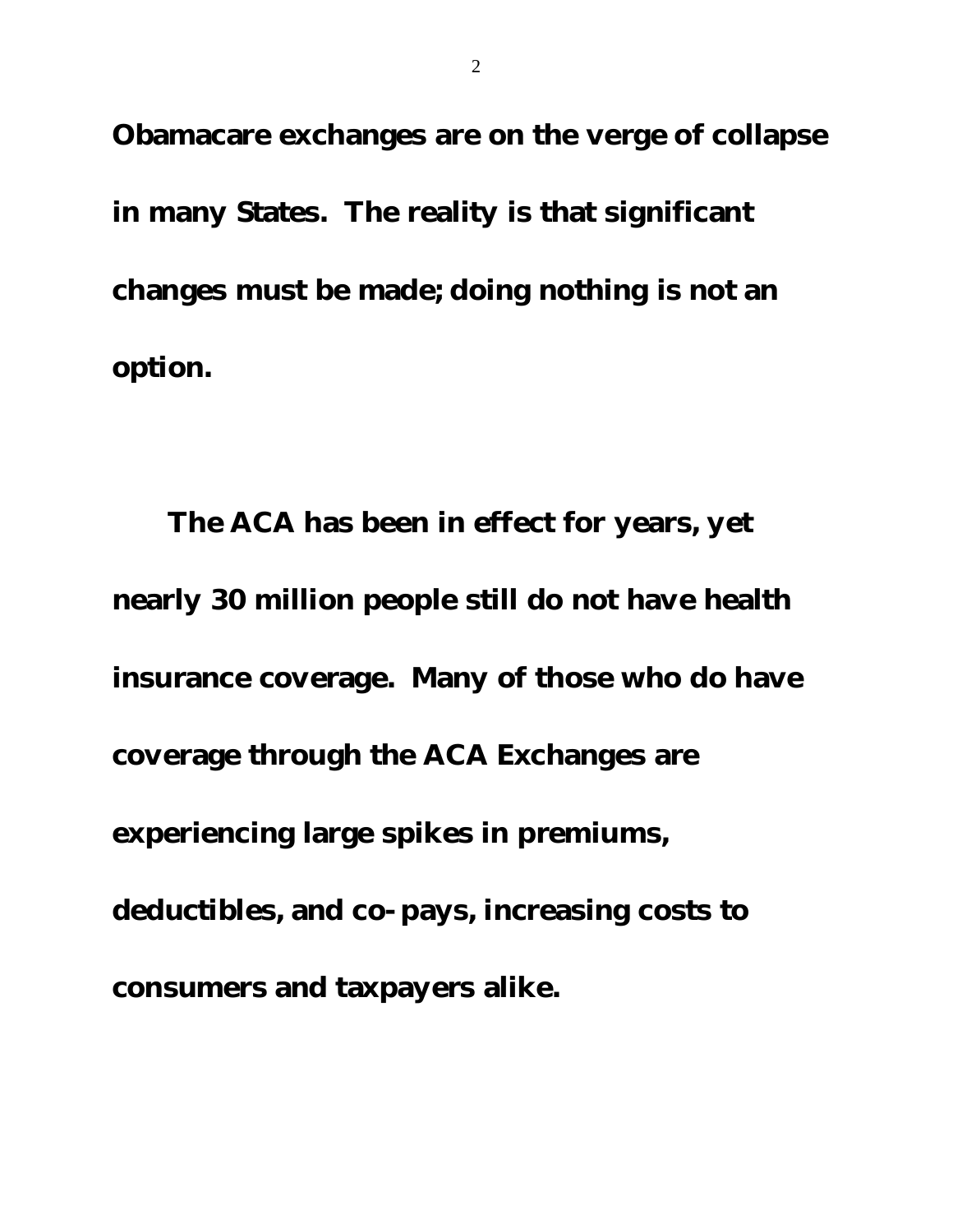**Obamacare exchanges are on the verge of collapse in many States. The reality is that significant changes must be made; doing nothing is not an option.**

**The ACA has been in effect for years, yet nearly 30 million people still do not have health insurance coverage. Many of those who do have coverage through the ACA Exchanges are experiencing large spikes in premiums, deductibles, and co-pays, increasing costs to consumers and taxpayers alike.**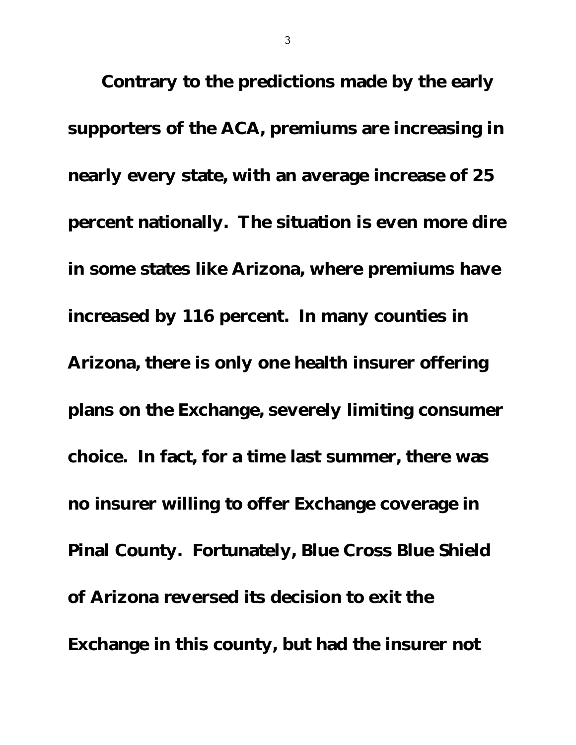**Contrary to the predictions made by the early supporters of the ACA, premiums are increasing in nearly every state, with an average increase of 25 percent nationally. The situation is even more dire in some states like Arizona, where premiums have increased by 116 percent. In many counties in Arizona, there is only one health insurer offering plans on the Exchange, severely limiting consumer choice. In fact, for a time last summer, there was no insurer willing to offer Exchange coverage in Pinal County. Fortunately, Blue Cross Blue Shield of Arizona reversed its decision to exit the Exchange in this county, but had the insurer not**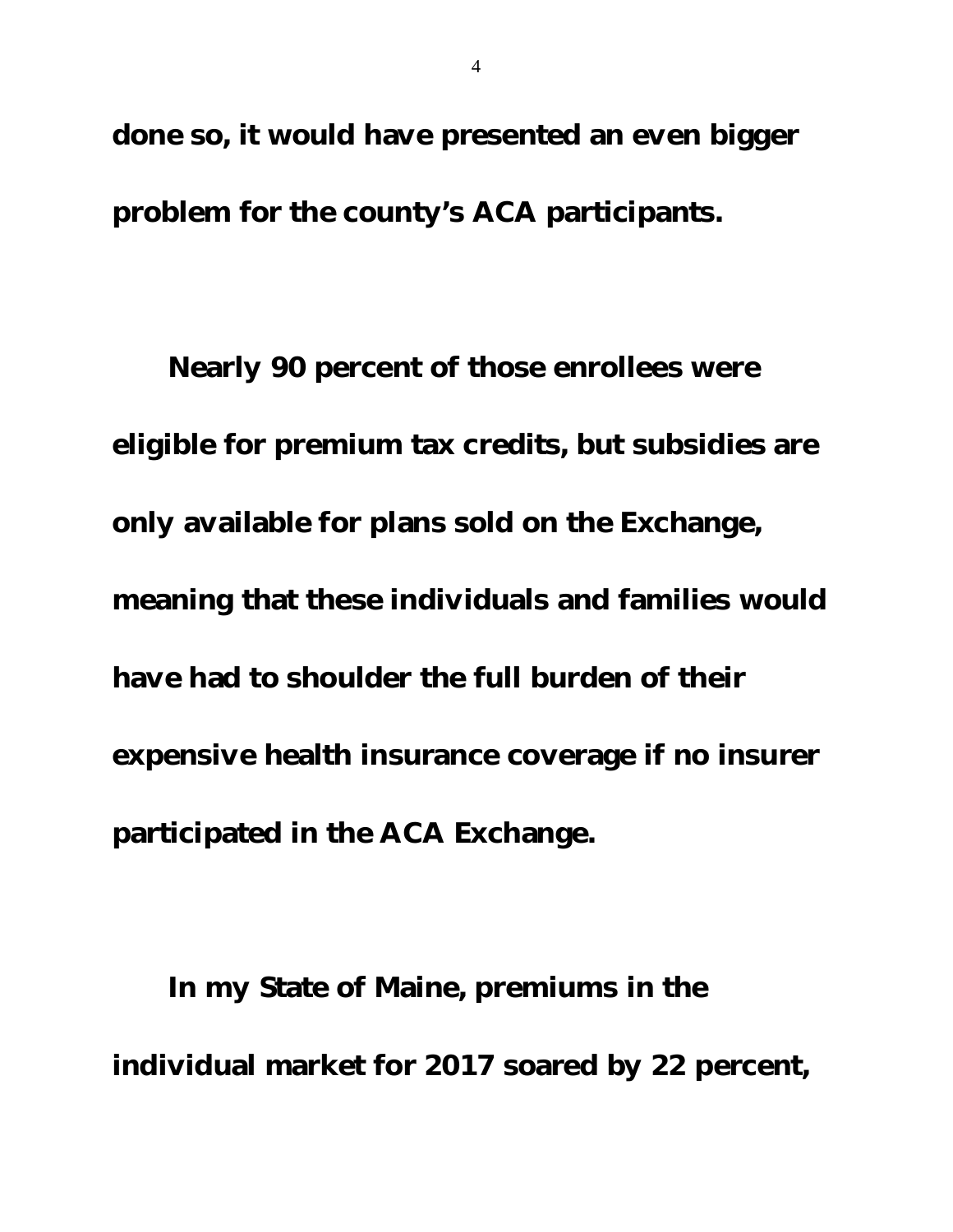**done so, it would have presented an even bigger problem for the county's ACA participants.**

**Nearly 90 percent of those enrollees were eligible for premium tax credits, but subsidies are only available for plans sold on the Exchange, meaning that these individuals and families would have had to shoulder the full burden of their expensive health insurance coverage if no insurer participated in the ACA Exchange.**

**In my State of Maine, premiums in the individual market for 2017 soared by 22 percent,**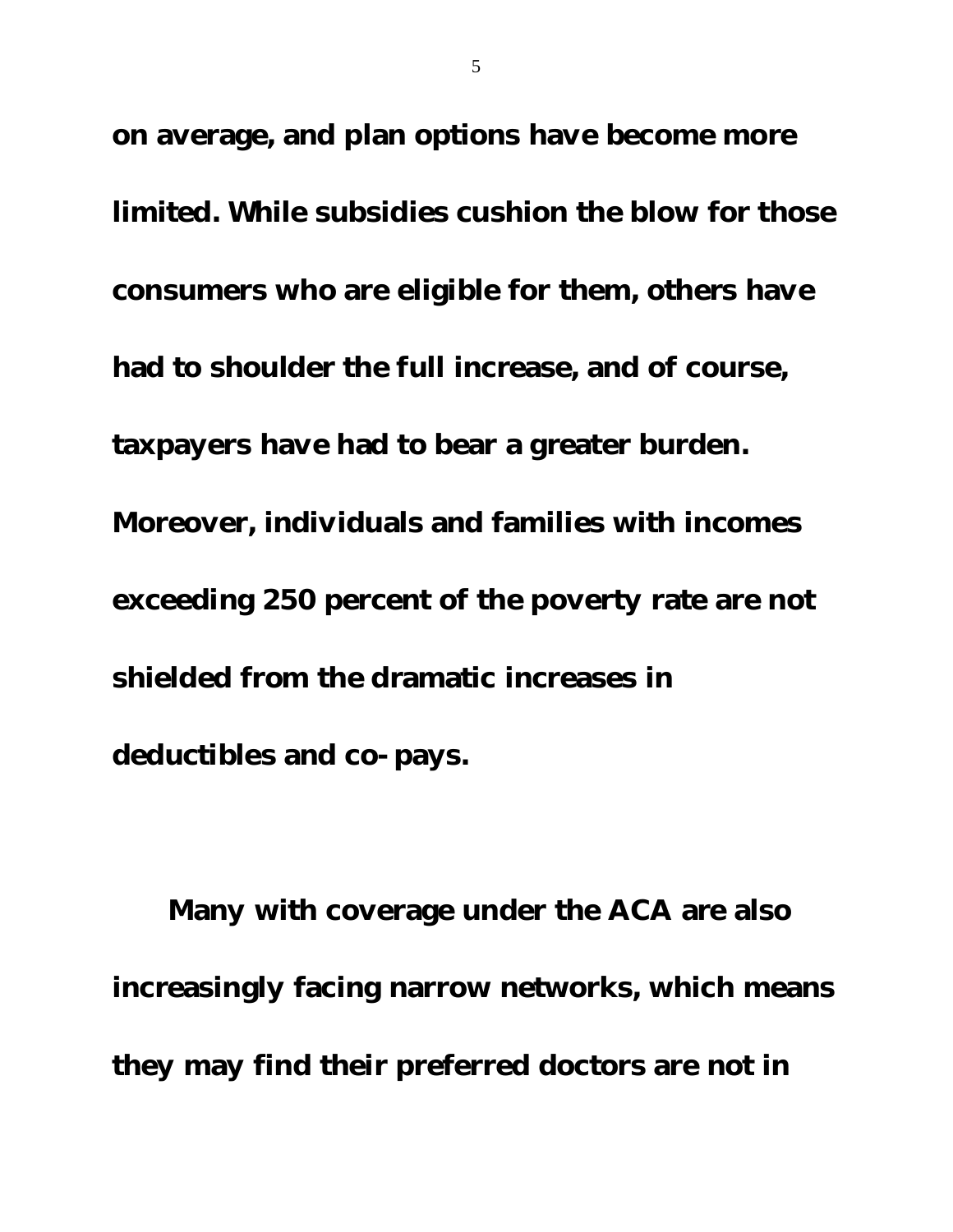**on average, and plan options have become more limited. While subsidies cushion the blow for those consumers who are eligible for them, others have had to shoulder the full increase, and of course, taxpayers have had to bear a greater burden. Moreover, individuals and families with incomes exceeding 250 percent of the poverty rate are not shielded from the dramatic increases in deductibles and co-pays.**

**Many with coverage under the ACA are also increasingly facing narrow networks, which means they may find their preferred doctors are not in**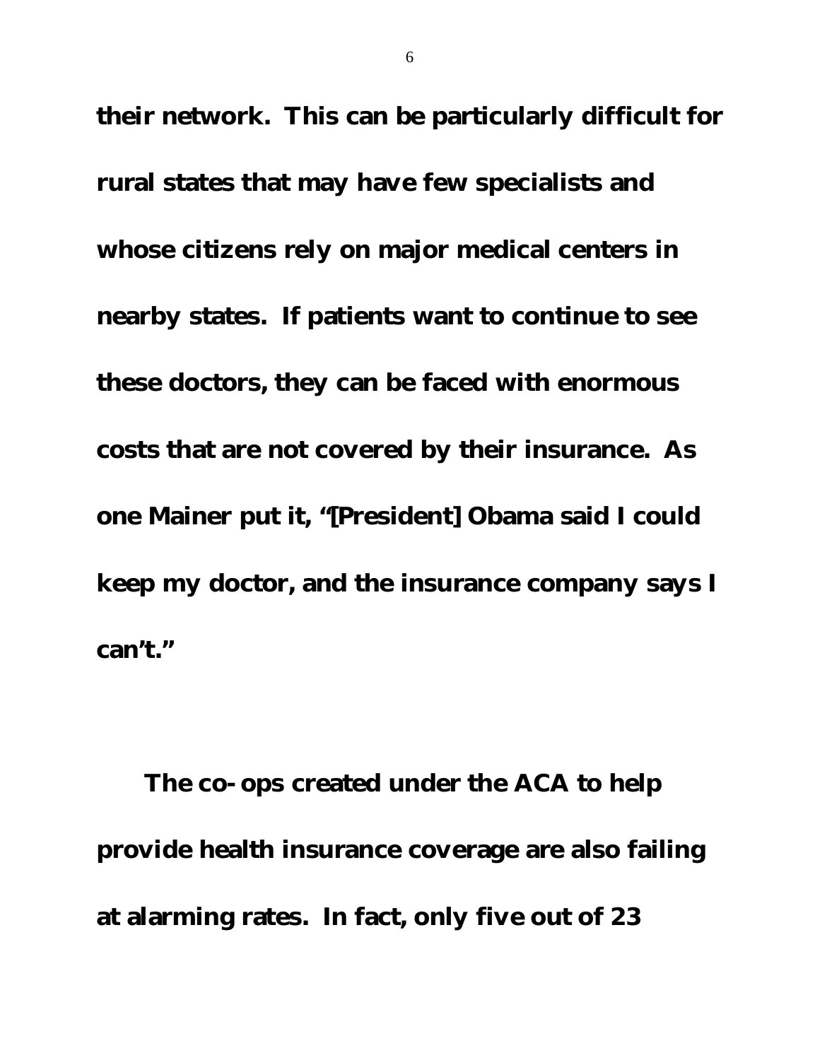**their network. This can be particularly difficult for rural states that may have few specialists and whose citizens rely on major medical centers in nearby states. If patients want to continue to see these doctors, they can be faced with enormous costs that are not covered by their insurance. As one Mainer put it, "[President] Obama said I could keep my doctor, and the insurance company says I can't."**

**The co-ops created under the ACA to help provide health insurance coverage are also failing at alarming rates. In fact, only five out of 23**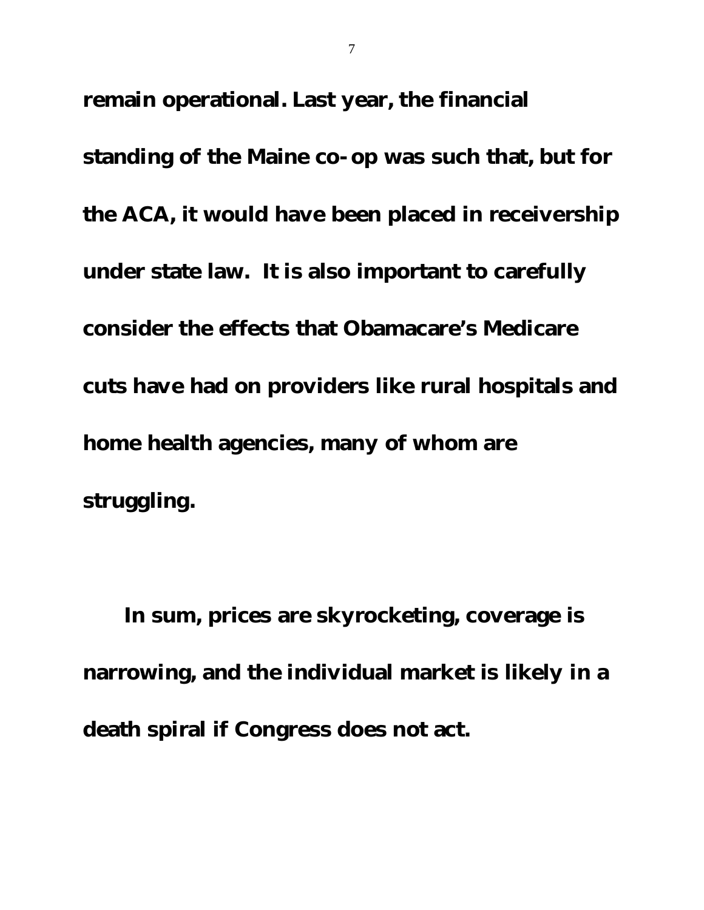**remain operational. Last year, the financial standing of the Maine co-op was such that, but for the ACA, it would have been placed in receivership under state law. It is also important to carefully consider the effects that Obamacare's Medicare cuts have had on providers like rural hospitals and home health agencies, many of whom are struggling.**

**In sum, prices are skyrocketing, coverage is narrowing, and the individual market is likely in a death spiral if Congress does not act.**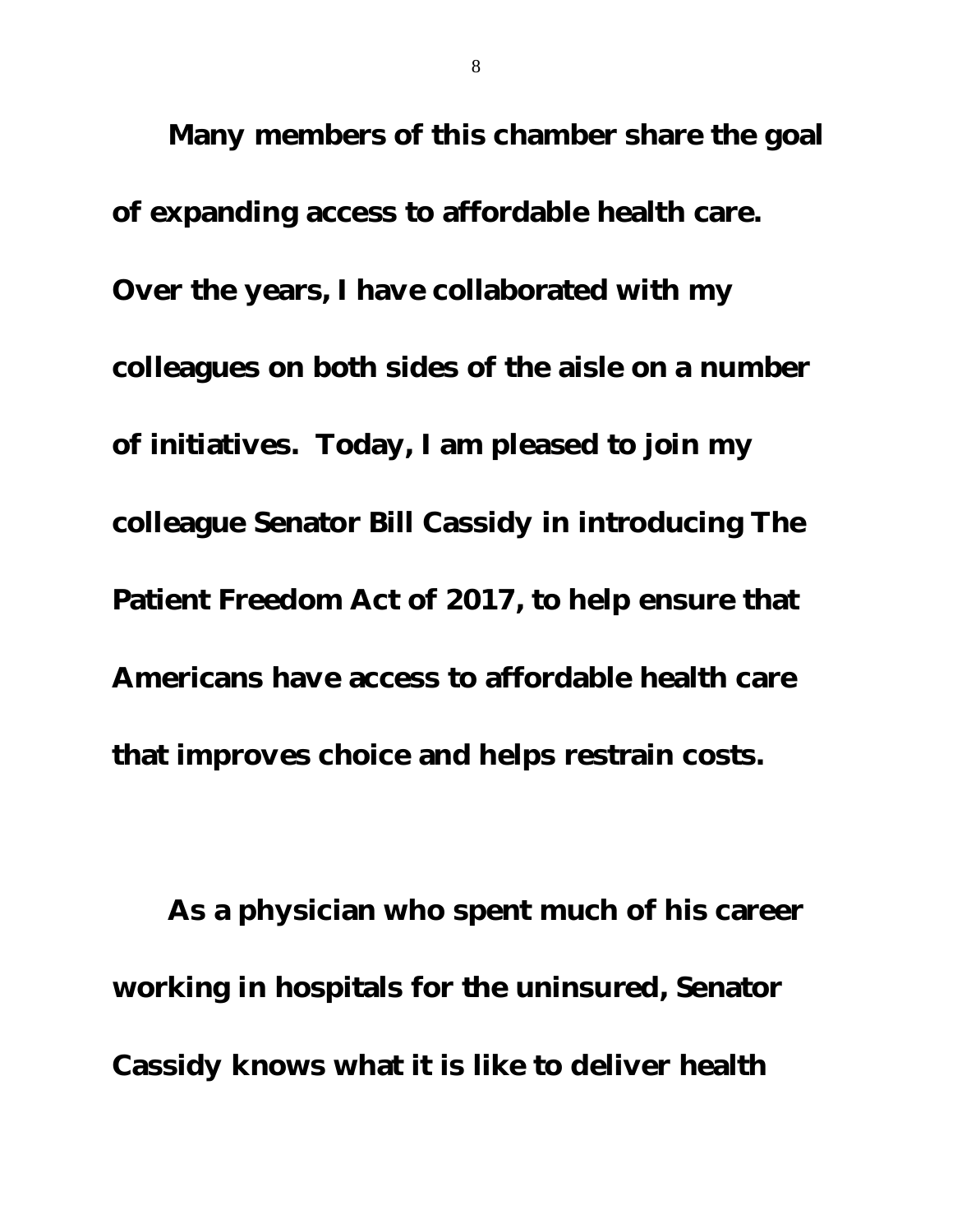**Many members of this chamber share the goal of expanding access to affordable health care. Over the years, I have collaborated with my colleagues on both sides of the aisle on a number of initiatives. Today, I am pleased to join my colleague Senator Bill Cassidy in introducing The Patient Freedom Act of 2017, to help ensure that Americans have access to affordable health care that improves choice and helps restrain costs.**

**As a physician who spent much of his career working in hospitals for the uninsured, Senator Cassidy knows what it is like to deliver health**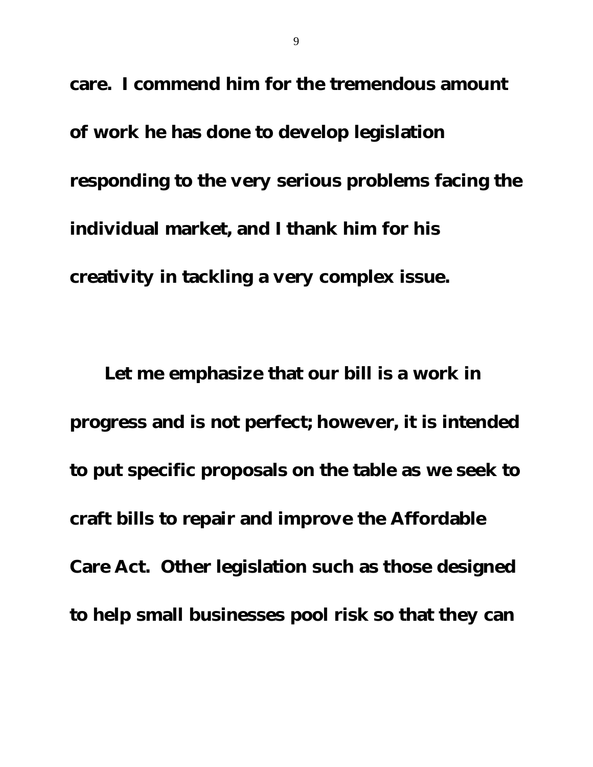**care. I commend him for the tremendous amount of work he has done to develop legislation responding to the very serious problems facing the individual market, and I thank him for his creativity in tackling a very complex issue.**

**Let me emphasize that our bill is a work in progress and is not perfect; however, it is intended to put specific proposals on the table as we seek to craft bills to repair and improve the Affordable Care Act. Other legislation such as those designed to help small businesses pool risk so that they can**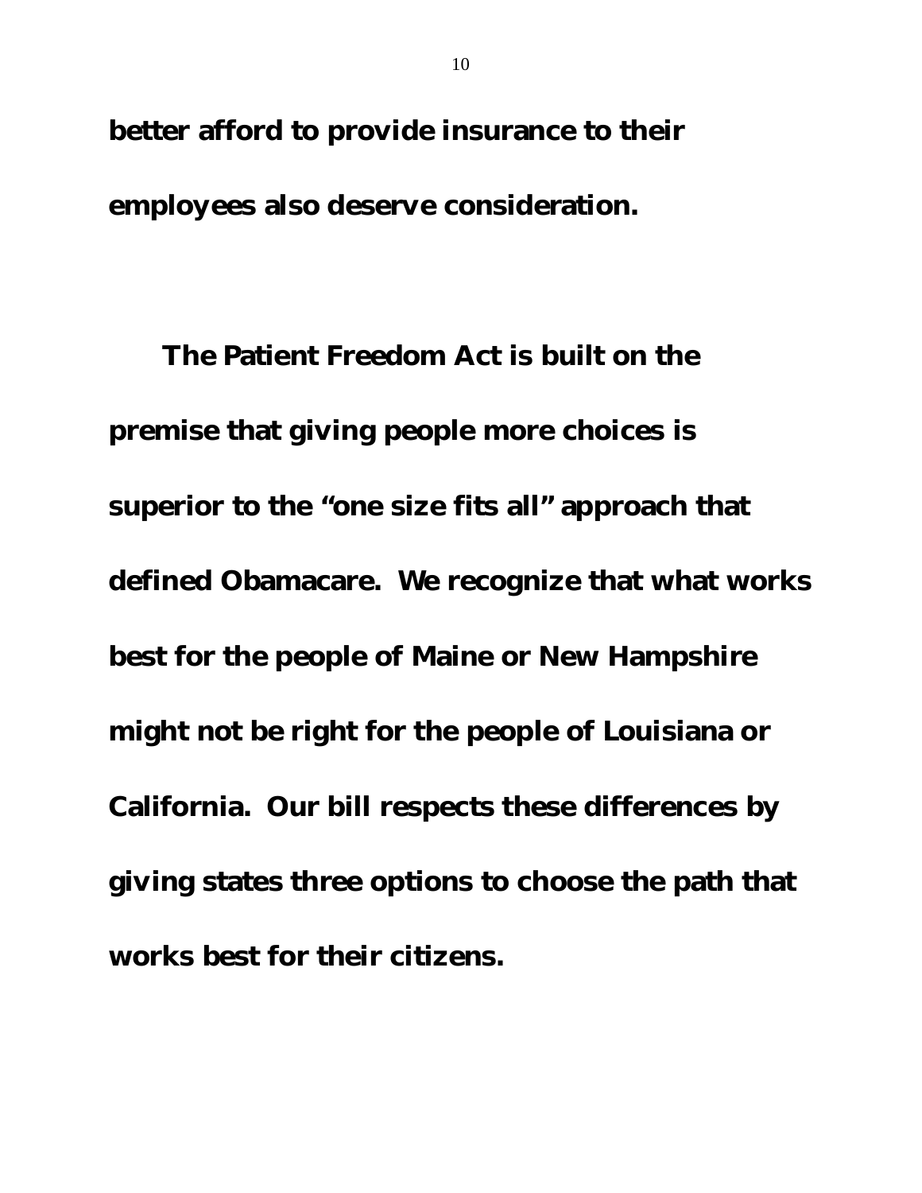**better afford to provide insurance to their employees also deserve consideration.**

**The Patient Freedom Act is built on the premise that giving people more choices is superior to the "one size fits all" approach that defined Obamacare. We recognize that what works best for the people of Maine or New Hampshire might not be right for the people of Louisiana or California. Our bill respects these differences by giving states three options to choose the path that works best for their citizens.**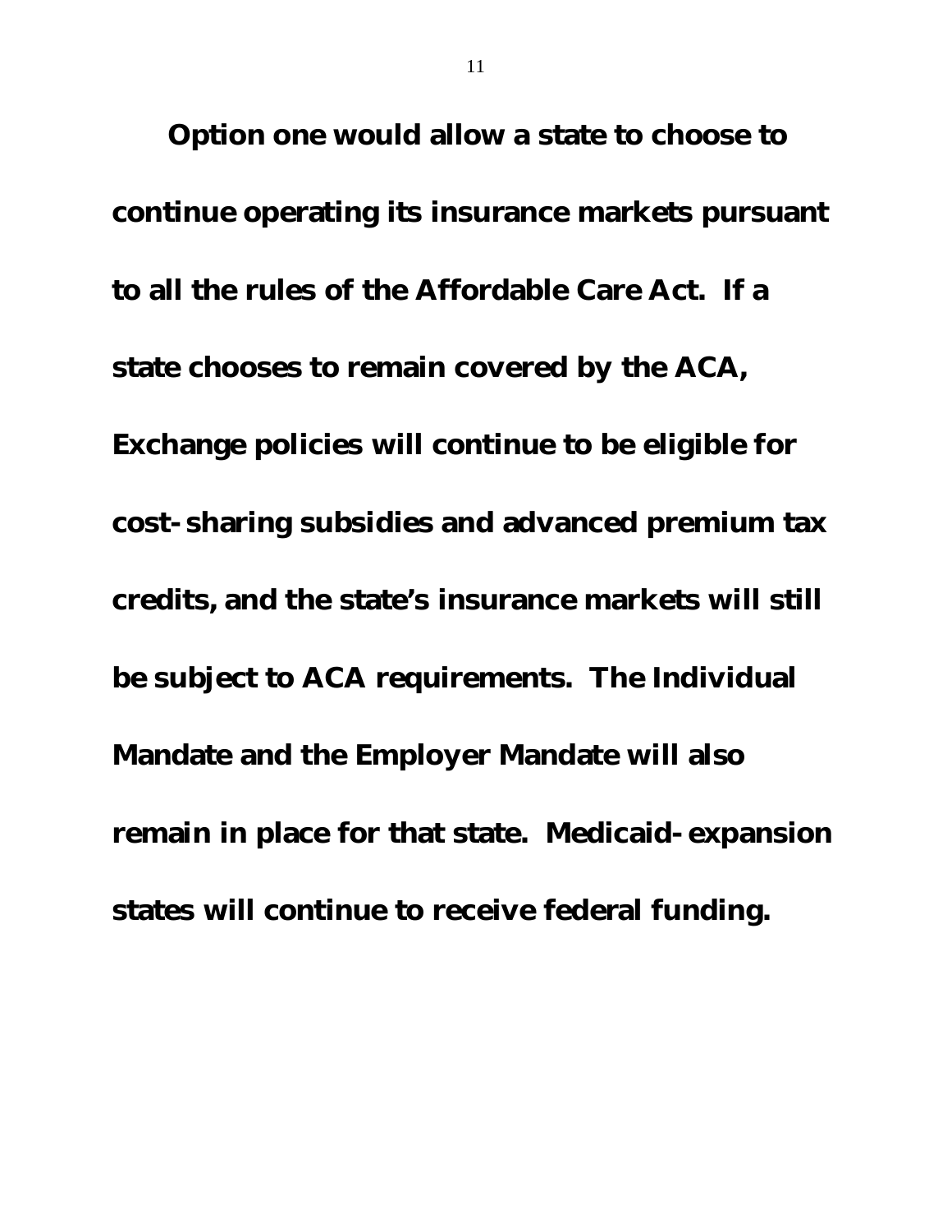**Option one would allow a state to choose to continue operating its insurance markets pursuant to all the rules of the Affordable Care Act. If a state chooses to remain covered by the ACA, Exchange policies will continue to be eligible for cost-sharing subsidies and advanced premium tax credits, and the state's insurance markets will still be subject to ACA requirements. The Individual Mandate and the Employer Mandate will also remain in place for that state. Medicaid-expansion states will continue to receive federal funding.**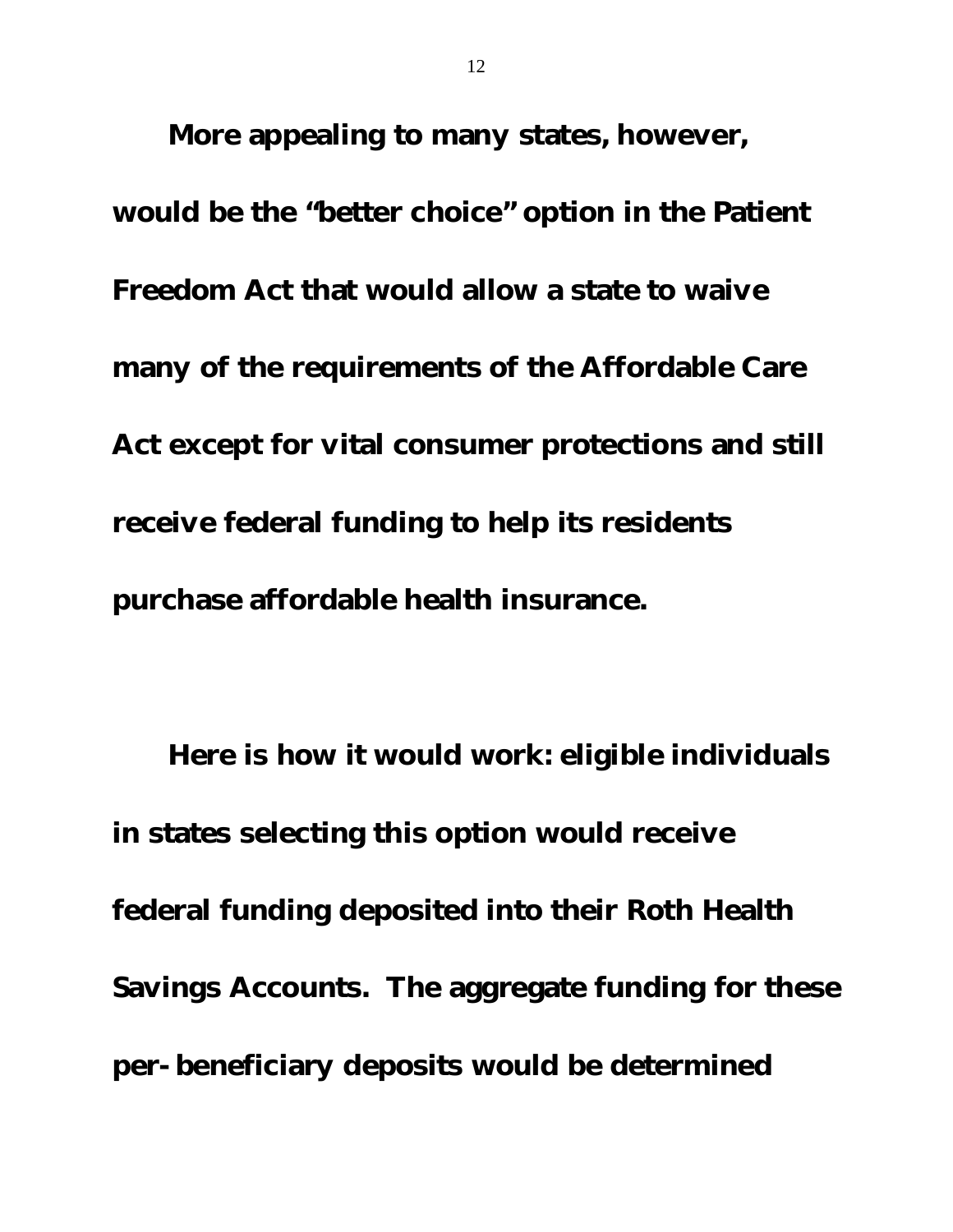More appealing to many states, however, would be the "better choice" option in the Patient Freedom Act that would allow a state to waive many of the requirements of the Affordable Care Act except for vital consumer protections and still receive federal funding to help its residents purchase affordable health insurance.

Here is how it would work: eligible individuals in states selecting this option would receive federal funding deposited into their Roth Health Savings Accounts. The aggregate funding for these per-beneficiary deposits would be determined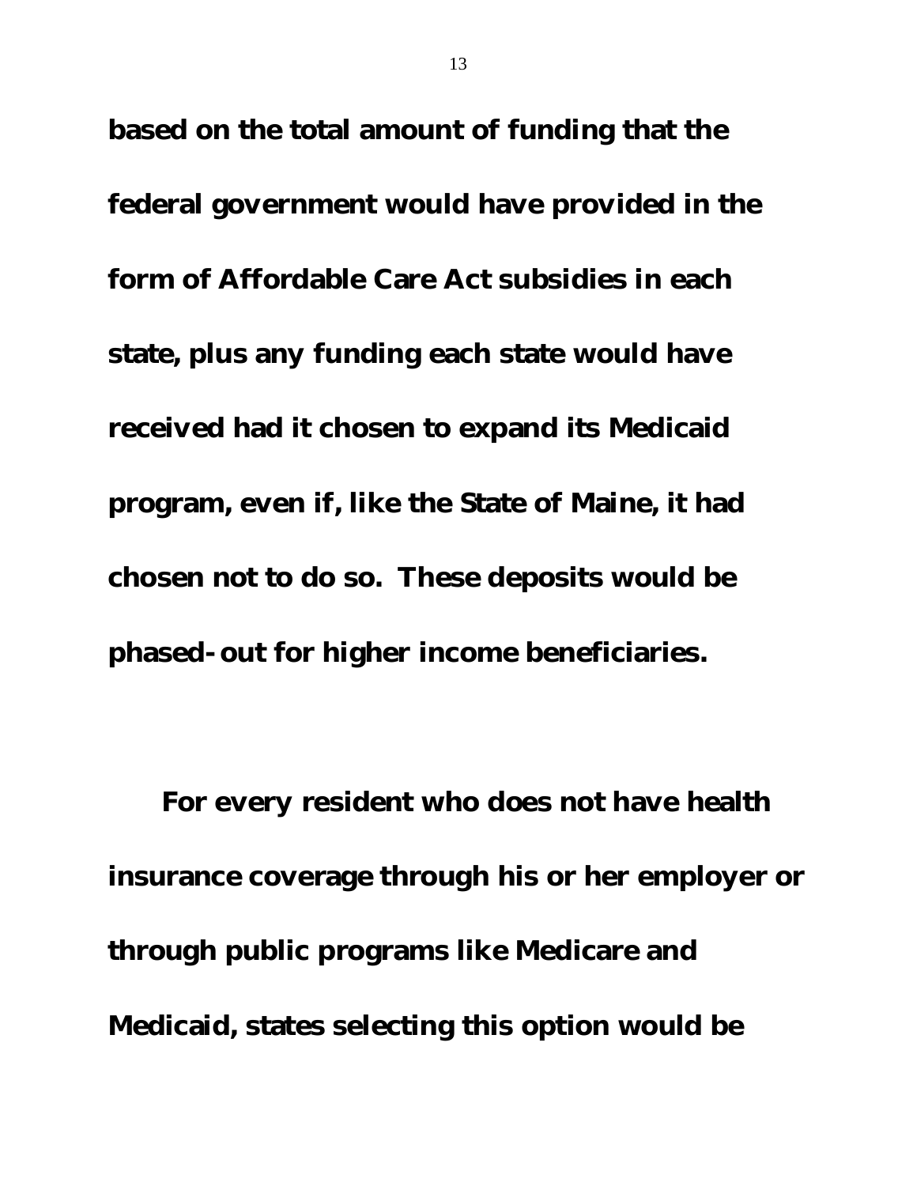**based on the total amount of funding that the federal government would have provided in the form of Affordable Care Act subsidies in each state, plus any funding each state would have received had it chosen to expand its Medicaid program, even if, like the State of Maine, it had chosen not to do so. These deposits would be phased-out for higher income beneficiaries.**

**For every resident who does not have health insurance coverage through his or her employer or through public programs like Medicare and Medicaid, states selecting this option would be**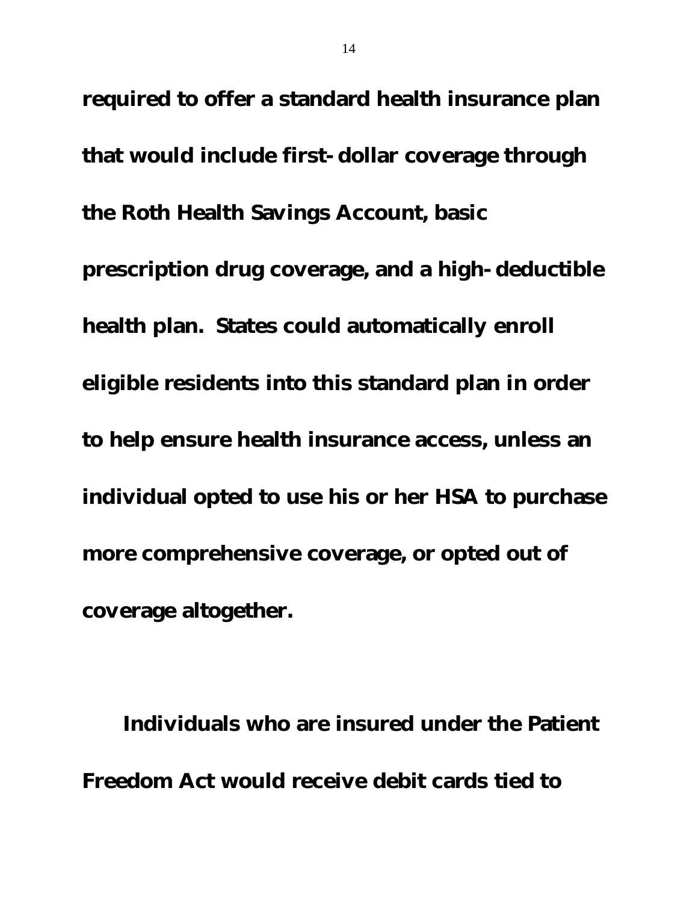**required to offer a standard health insurance plan that would include first-dollar coverage through the Roth Health Savings Account, basic prescription drug coverage, and a high-deductible health plan. States could automatically enroll eligible residents into this standard plan in order to help ensure health insurance access, unless an individual opted to use his or her HSA to purchase more comprehensive coverage, or opted out of coverage altogether.**

**Individuals who are insured under the Patient Freedom Act would receive debit cards tied to**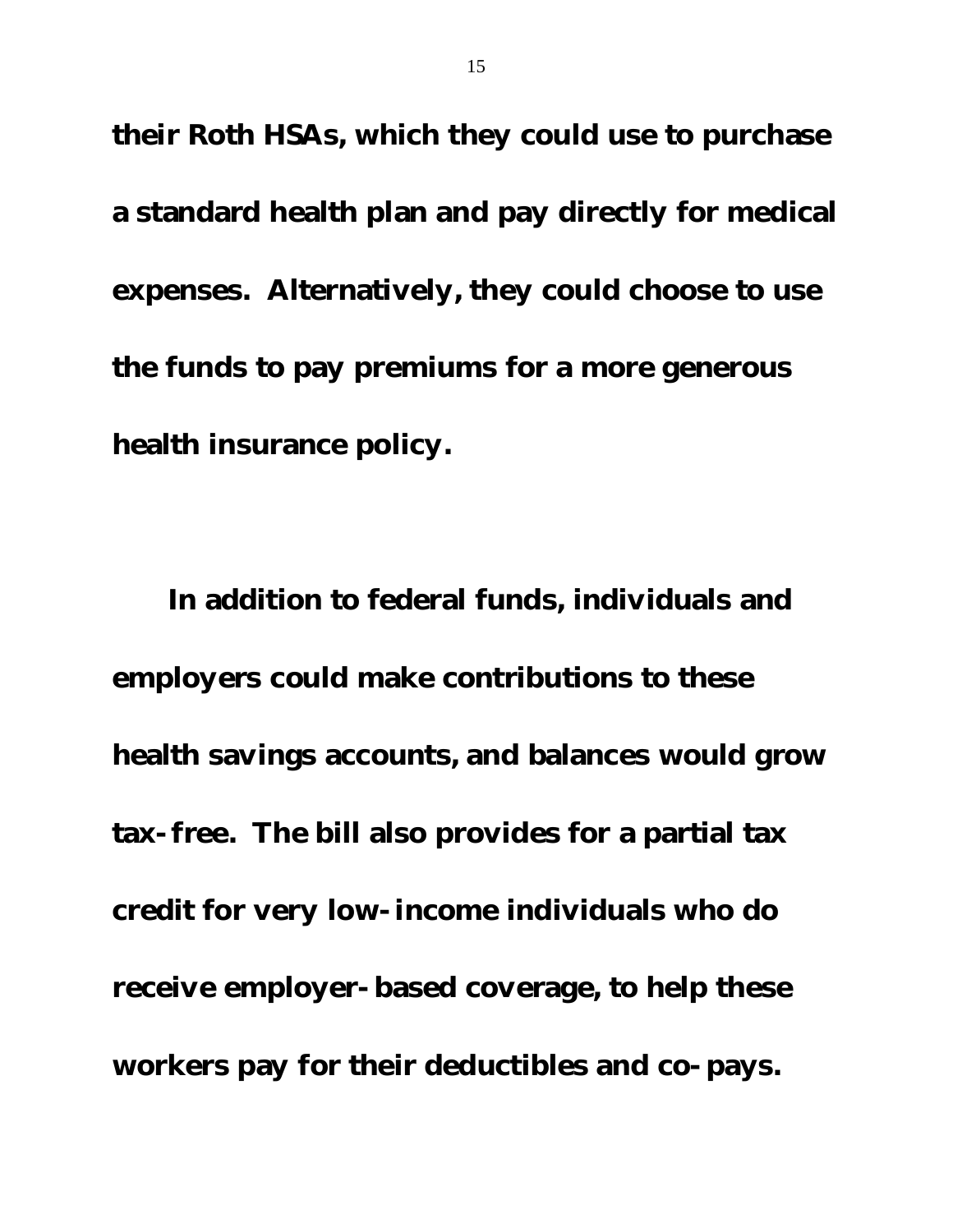their Roth HSAs, which they could use to purchase a standard health plan and pay directly for medical expenses. Alternatively, they could choose to use the funds to pay premiums for a more generous health insurance policy.

In addition to federal funds, individuals and employers could make contributions to these health savings accounts, and balances would grow tax-free. The bill also provides for a partial tax credit for very low-income individuals who do receive employer-based coverage, to help these workers pay for their deductibles and co-pays.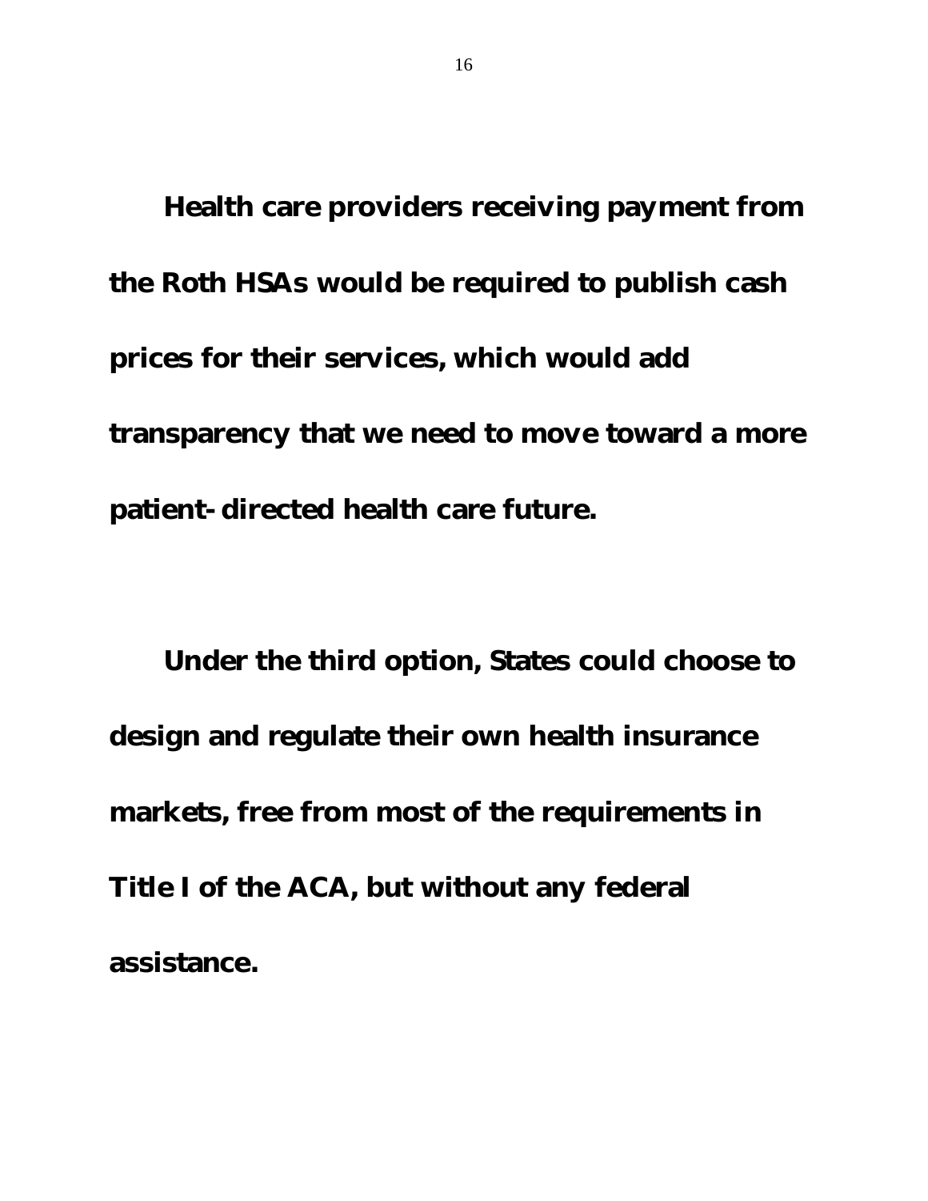**Health care providers receiving payment from the Roth HSAs would be required to publish cash prices for their services, which would add transparency that we need to move toward a more patient-directed health care future.**

**Under the third option, States could choose to design and regulate their own health insurance markets, free from most of the requirements in Title I of the ACA, but without any federal assistance.**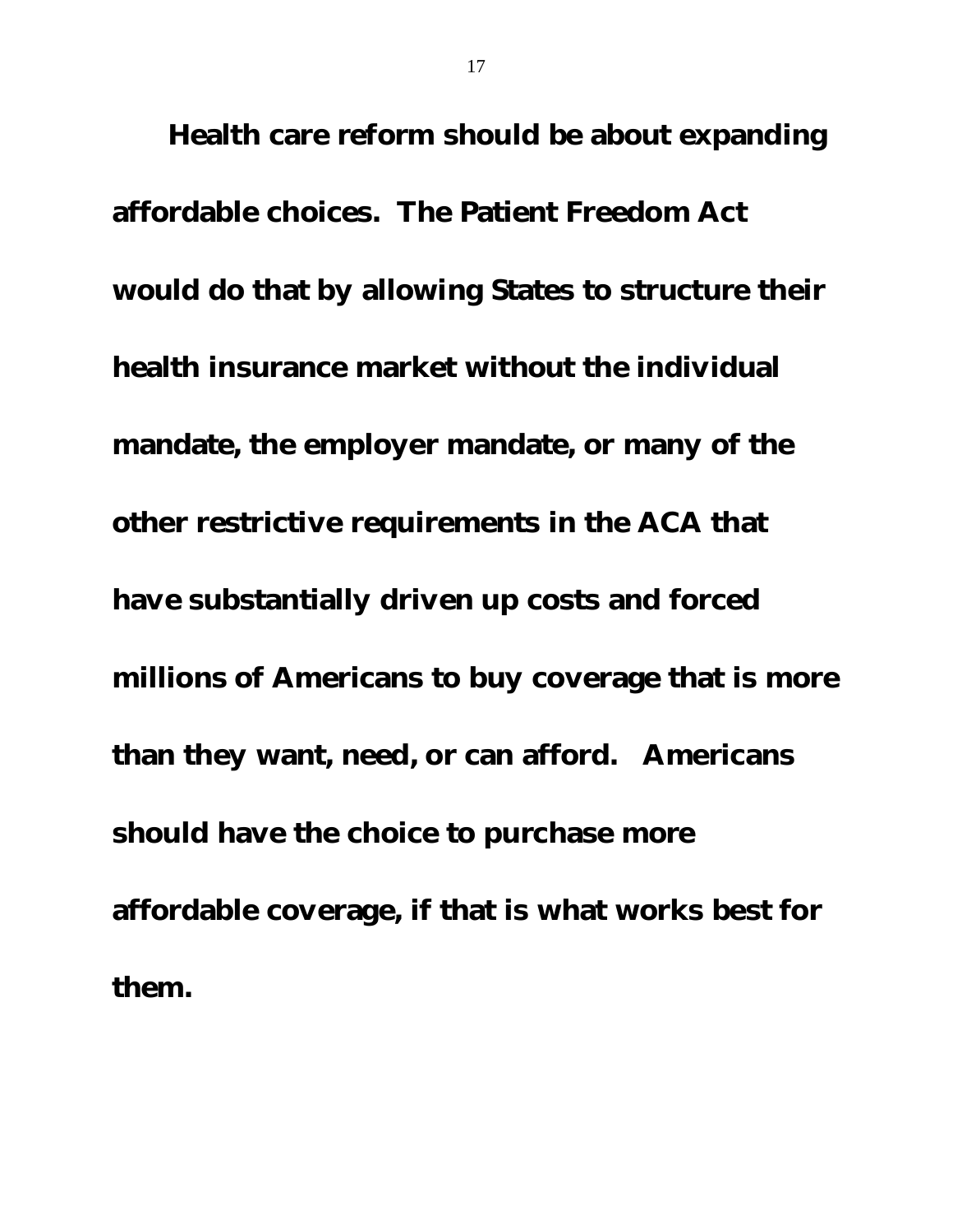**Health care reform should be about expanding affordable choices. The Patient Freedom Act would do that by allowing States to structure their health insurance market without the individual mandate, the employer mandate, or many of the other restrictive requirements in the ACA that have substantially driven up costs and forced millions of Americans to buy coverage that is more than they want, need, or can afford. Americans should have the choice to purchase more affordable coverage, if that is what works best for them.**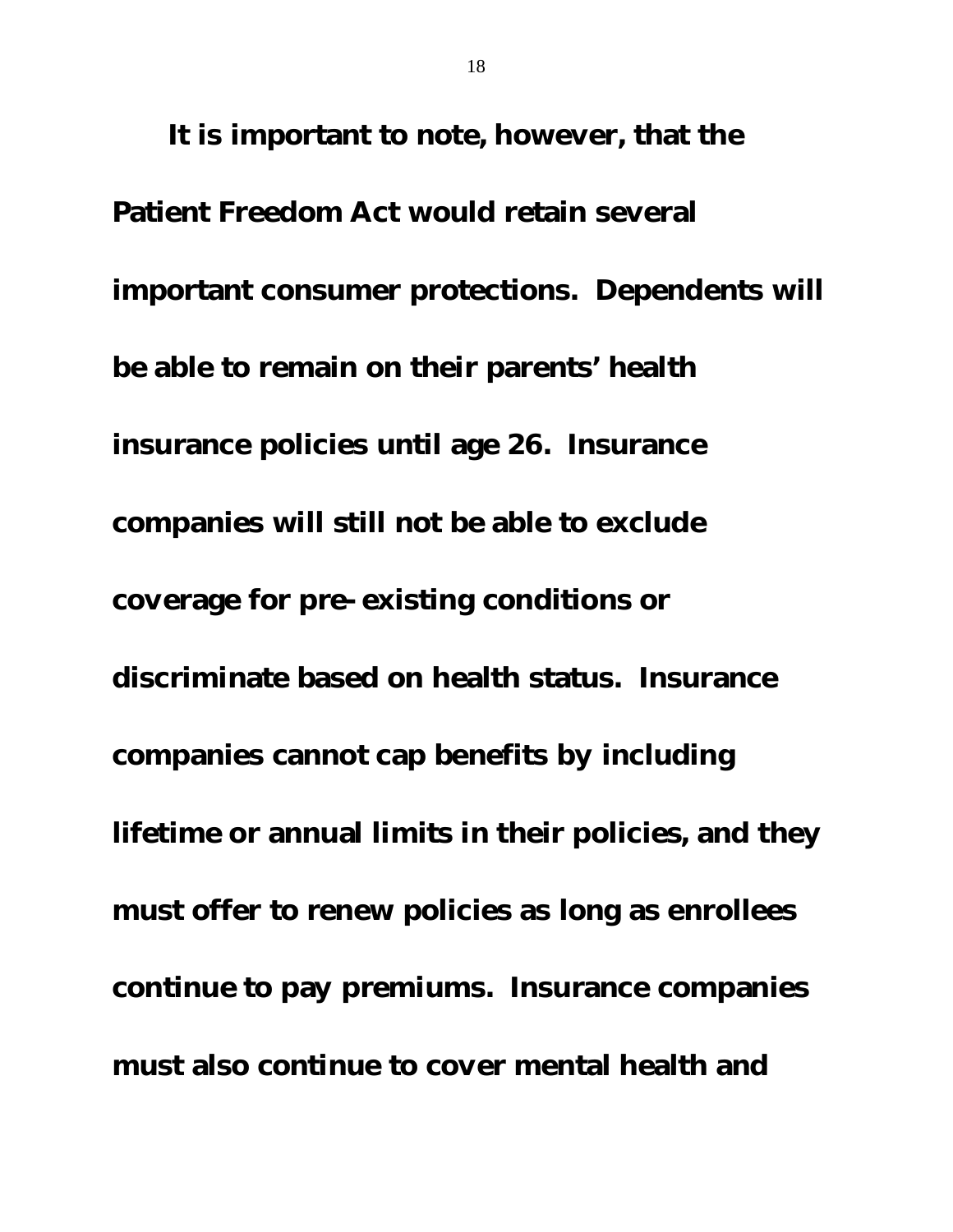**It is important to note, however, that the Patient Freedom Act would retain several important consumer protections. Dependents will be able to remain on their parents' health insurance policies until age 26. Insurance companies will still not be able to exclude coverage for pre-existing conditions or discriminate based on health status. Insurance companies cannot cap benefits by including lifetime or annual limits in their policies, and they must offer to renew policies as long as enrollees continue to pay premiums. Insurance companies must also continue to cover mental health and**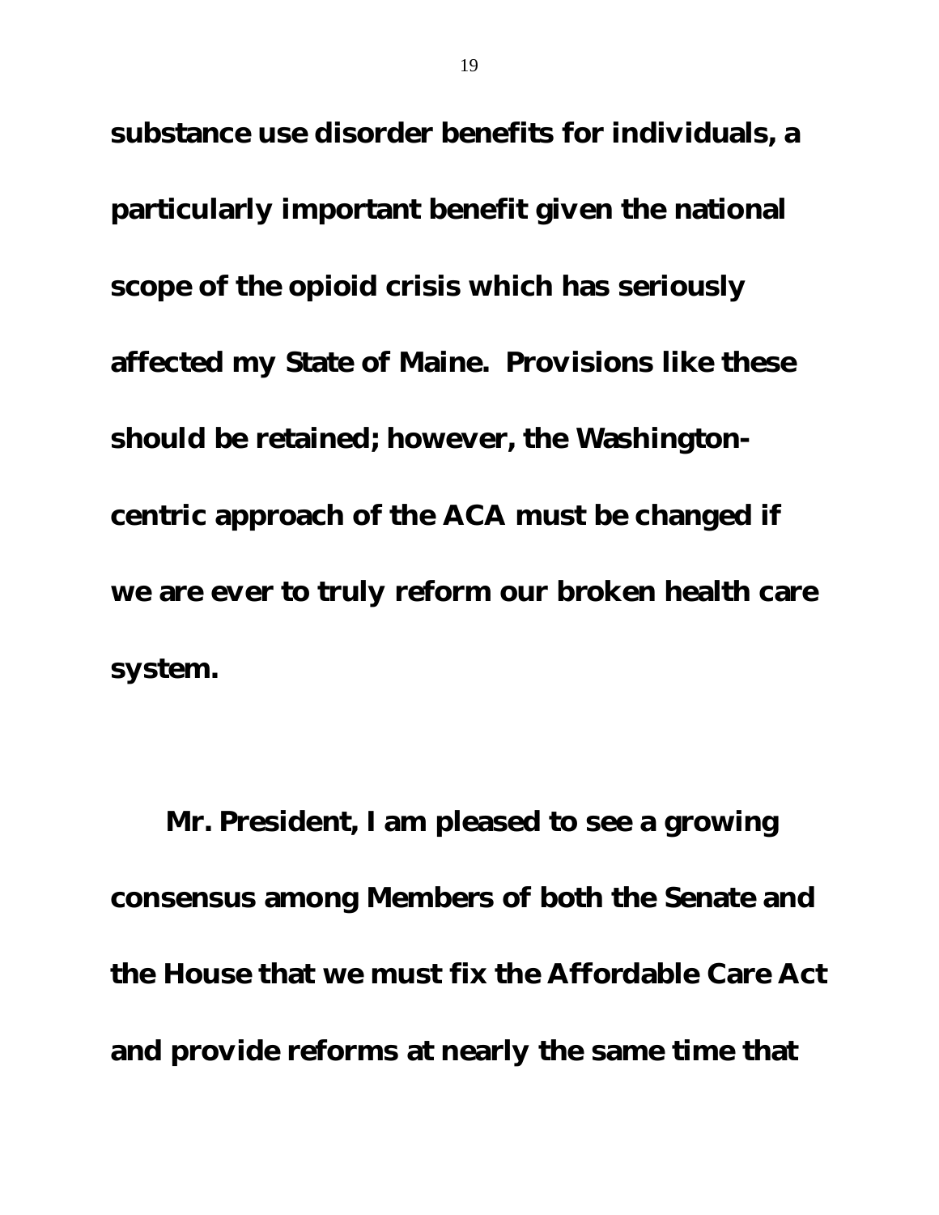**substance use disorder benefits for individuals, a particularly important benefit given the national scope of the opioid crisis which has seriously affected my State of Maine. Provisions like these should be retained; however, the Washington-centric approach of the ACA must be changed if we are ever to truly reform our broken health care system.**

**Mr. President, I am pleased to see a growing consensus among Members of both the Senate and the House that we must fix the Affordable Care Act and provide reforms at nearly the same time that**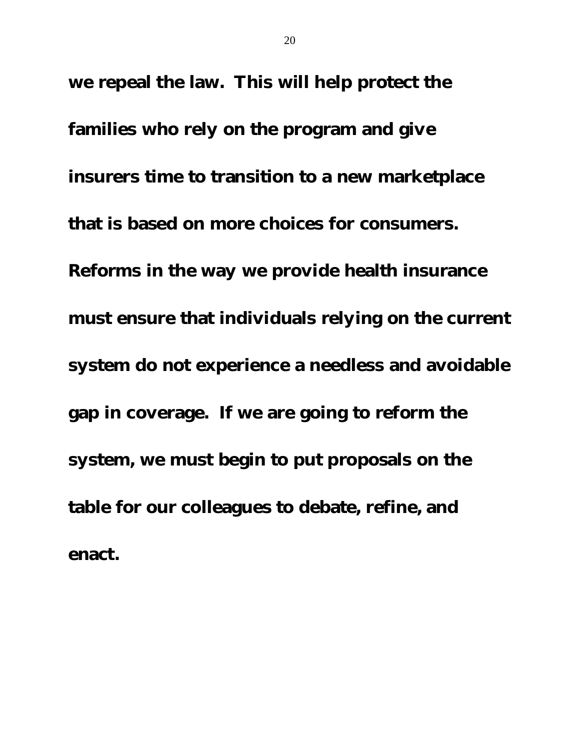**we repeal the law. This will help protect the families who rely on the program and give insurers time to transition to a new marketplace that is based on more choices for consumers. Reforms in the way we provide health insurance must ensure that individuals relying on the current system do not experience a needless and avoidable gap in coverage. If we are going to reform the system, we must begin to put proposals on the table for our colleagues to debate, refine, and enact.**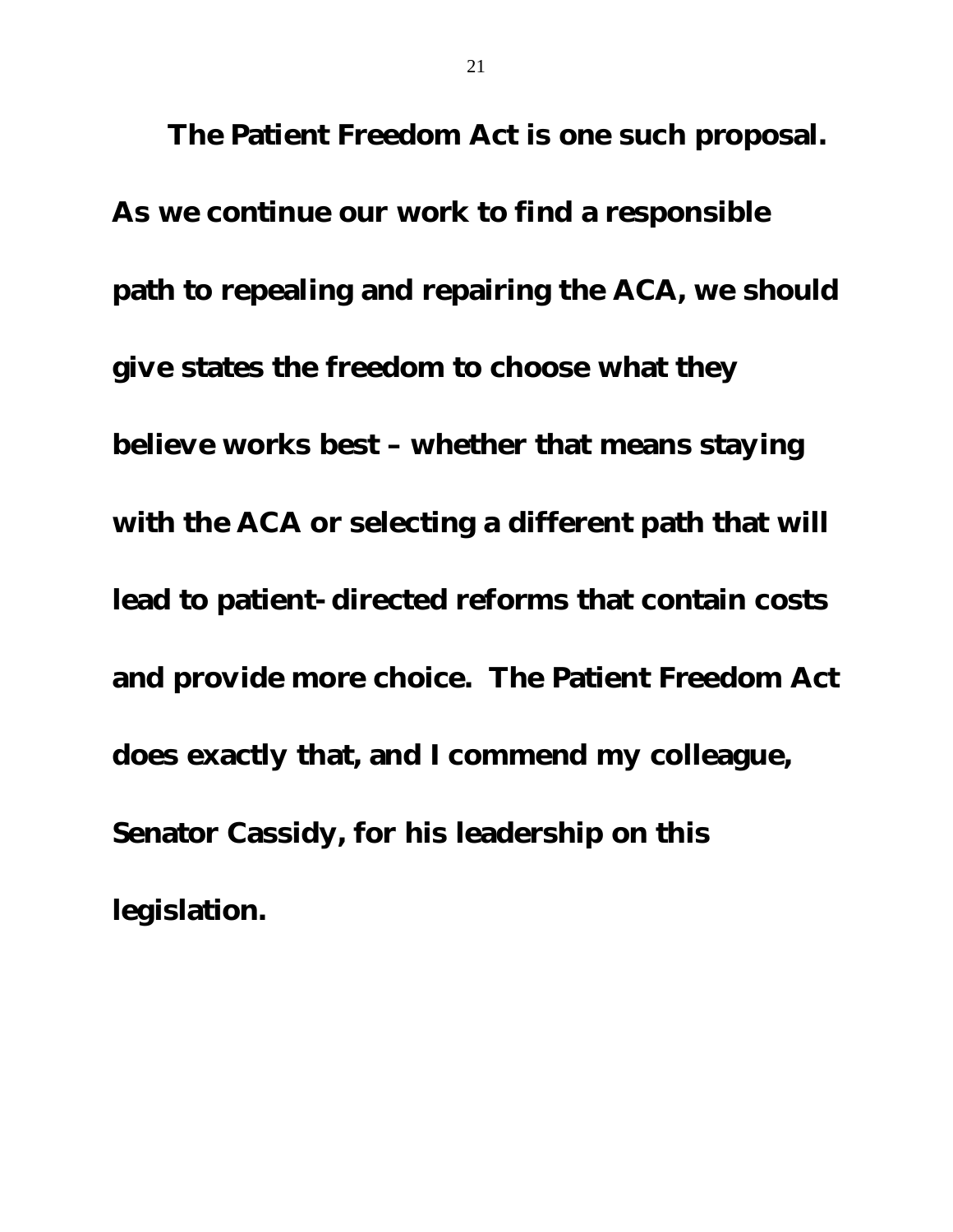**The Patient Freedom Act is one such proposal. As we continue our work to find a responsible path to repealing and repairing the ACA, we should give states the freedom to choose what they believe works best – whether that means staying with the ACA or selecting a different path that will lead to patient-directed reforms that contain costs and provide more choice. The Patient Freedom Act does exactly that, and I commend my colleague, Senator Cassidy, for his leadership on this legislation.**